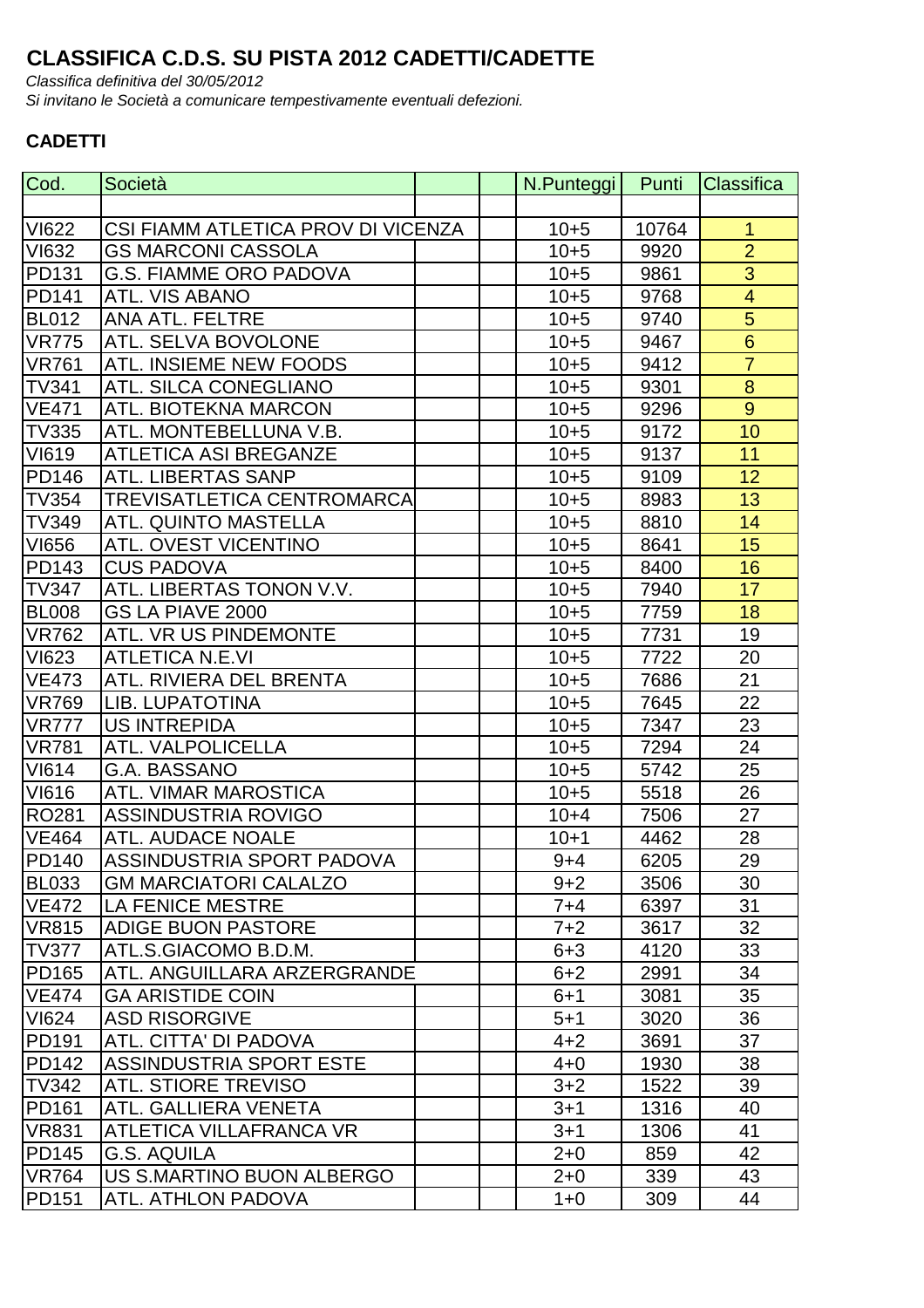# CLASSIFICA C.D.S. SU PISTA 2012 CADETTI/CADETTE

*Classifica definitiva del 30/05/2012*

*Si invitano le Società a comunicare tempestivamente eventuali defezioni.*

## CADETTI

| Cod. | Società | | | N.Punteggi | Punti | Classifica |
|---|---|---|---|---|---|---|
| | | | | | | |
| VI622 | CSI FIAMM ATLETICA PROV DI VICENZA | | | 10+5 | 10764 | 1 |
| VI632 | GS MARCONI CASSOLA | | | 10+5 | 9920 | 2 |
| PD131 | G.S. FIAMME ORO PADOVA | | | 10+5 | 9861 | 3 |
| PD141 | ATL. VIS ABANO | | | 10+5 | 9768 | 4 |
| BL012 | ANA ATL. FELTRE | | | 10+5 | 9740 | 5 |
| VR775 | ATL. SELVA BOVOLONE | | | 10+5 | 9467 | 6 |
| VR761 | ATL. INSIEME NEW FOODS | | | 10+5 | 9412 | 7 |
| TV341 | ATL. SILCA CONEGLIANO | | | 10+5 | 9301 | 8 |
| VE471 | ATL. BIOTEKNA MARCON | | | 10+5 | 9296 | 9 |
| TV335 | ATL. MONTEBELLUNA V.B. | | | 10+5 | 9172 | 10 |
| VI619 | ATLETICA ASI BREGANZE | | | 10+5 | 9137 | 11 |
| PD146 | ATL. LIBERTAS SANP | | | 10+5 | 9109 | 12 |
| TV354 | TREVISATLETICA CENTROMARCA | | | 10+5 | 8983 | 13 |
| TV349 | ATL. QUINTO MASTELLA | | | 10+5 | 8810 | 14 |
| VI656 | ATL. OVEST VICENTINO | | | 10+5 | 8641 | 15 |
| PD143 | CUS PADOVA | | | 10+5 | 8400 | 16 |
| TV347 | ATL. LIBERTAS TONON V.V. | | | 10+5 | 7940 | 17 |
| BL008 | GS LA PIAVE 2000 | | | 10+5 | 7759 | 18 |
| VR762 | ATL. VR US PINDEMONTE | | | 10+5 | 7731 | 19 |
| VI623 | ATLETICA N.E.VI | | | 10+5 | 7722 | 20 |
| VE473 | ATL. RIVIERA DEL BRENTA | | | 10+5 | 7686 | 21 |
| VR769 | LIB. LUPATOTINA | | | 10+5 | 7645 | 22 |
| VR777 | US INTREPIDA | | | 10+5 | 7347 | 23 |
| VR781 | ATL. VALPOLICELLA | | | 10+5 | 7294 | 24 |
| VI614 | G.A. BASSANO | | | 10+5 | 5742 | 25 |
| VI616 | ATL. VIMAR MAROSTICA | | | 10+5 | 5518 | 26 |
| RO281 | ASSINDUSTRIA ROVIGO | | | 10+4 | 7506 | 27 |
| VE464 | ATL. AUDACE NOALE | | | 10+1 | 4462 | 28 |
| PD140 | ASSINDUSTRIA SPORT PADOVA | | | 9+4 | 6205 | 29 |
| BL033 | GM MARCIATORI CALALZO | | | 9+2 | 3506 | 30 |
| VE472 | LA FENICE MESTRE | | | 7+4 | 6397 | 31 |
| VR815 | ADIGE BUON PASTORE | | | 7+2 | 3617 | 32 |
| TV377 | ATL.S.GIACOMO B.D.M. | | | 6+3 | 4120 | 33 |
| PD165 | ATL. ANGUILLARA ARZERGRANDE | | | 6+2 | 2991 | 34 |
| VE474 | GA ARISTIDE COIN | | | 6+1 | 3081 | 35 |
| VI624 | ASD RISORGIVE | | | 5+1 | 3020 | 36 |
| PD191 | ATL. CITTA' DI PADOVA | | | 4+2 | 3691 | 37 |
| PD142 | ASSINDUSTRIA SPORT ESTE | | | 4+0 | 1930 | 38 |
| TV342 | ATL. STIORE TREVISO | | | 3+2 | 1522 | 39 |
| PD161 | ATL. GALLIERA VENETA | | | 3+1 | 1316 | 40 |
| VR831 | ATLETICA VILLAFRANCA VR | | | 3+1 | 1306 | 41 |
| PD145 | G.S. AQUILA | | | 2+0 | 859 | 42 |
| VR764 | US S.MARTINO BUON ALBERGO | | | 2+0 | 339 | 43 |
| PD151 | ATL. ATHLON PADOVA | | | 1+0 | 309 | 44 |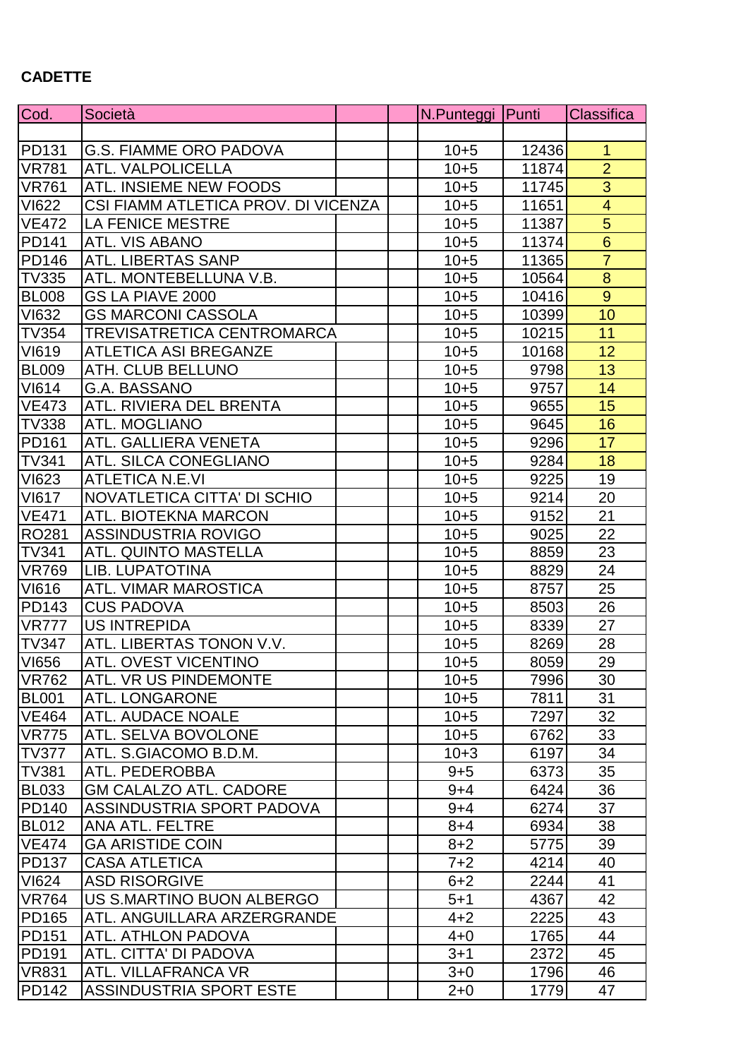**CADETTE**

| Cod. | Società | | | N.Punteggi | Punti | Classifica |
|---|---|---|---|---|---|---|
| | | | | | | |
| PD131 | G.S. FIAMME ORO PADOVA | | | 10+5 | 12436 | 1 |
| VR781 | ATL. VALPOLICELLA | | | 10+5 | 11874 | 2 |
| VR761 | ATL. INSIEME NEW FOODS | | | 10+5 | 11745 | 3 |
| VI622 | CSI FIAMM ATLETICA PROV. DI VICENZA | | | 10+5 | 11651 | 4 |
| VE472 | LA FENICE MESTRE | | | 10+5 | 11387 | 5 |
| PD141 | ATL. VIS ABANO | | | 10+5 | 11374 | 6 |
| PD146 | ATL. LIBERTAS SANP | | | 10+5 | 11365 | 7 |
| TV335 | ATL. MONTEBELLUNA V.B. | | | 10+5 | 10564 | 8 |
| BL008 | GS LA PIAVE 2000 | | | 10+5 | 10416 | 9 |
| VI632 | GS MARCONI CASSOLA | | | 10+5 | 10399 | 10 |
| TV354 | TREVISATRETICA CENTROMARCA | | | 10+5 | 10215 | 11 |
| VI619 | ATLETICA ASI BREGANZE | | | 10+5 | 10168 | 12 |
| BL009 | ATH. CLUB BELLUNO | | | 10+5 | 9798 | 13 |
| VI614 | G.A. BASSANO | | | 10+5 | 9757 | 14 |
| VE473 | ATL. RIVIERA DEL BRENTA | | | 10+5 | 9655 | 15 |
| TV338 | ATL. MOGLIANO | | | 10+5 | 9645 | 16 |
| PD161 | ATL. GALLIERA VENETA | | | 10+5 | 9296 | 17 |
| TV341 | ATL. SILCA CONEGLIANO | | | 10+5 | 9284 | 18 |
| VI623 | ATLETICA N.E.VI | | | 10+5 | 9225 | 19 |
| VI617 | NOVATLETICA CITTA' DI SCHIO | | | 10+5 | 9214 | 20 |
| VE471 | ATL. BIOTEKNA MARCON | | | 10+5 | 9152 | 21 |
| RO281 | ASSINDUSTRIA ROVIGO | | | 10+5 | 9025 | 22 |
| TV341 | ATL. QUINTO MASTELLA | | | 10+5 | 8859 | 23 |
| VR769 | LIB. LUPATOTINA | | | 10+5 | 8829 | 24 |
| VI616 | ATL. VIMAR MAROSTICA | | | 10+5 | 8757 | 25 |
| PD143 | CUS PADOVA | | | 10+5 | 8503 | 26 |
| VR777 | US INTREPIDA | | | 10+5 | 8339 | 27 |
| TV347 | ATL. LIBERTAS TONON V.V. | | | 10+5 | 8269 | 28 |
| VI656 | ATL. OVEST VICENTINO | | | 10+5 | 8059 | 29 |
| VR762 | ATL. VR US PINDEMONTE | | | 10+5 | 7996 | 30 |
| BL001 | ATL. LONGARONE | | | 10+5 | 7811 | 31 |
| VE464 | ATL. AUDACE NOALE | | | 10+5 | 7297 | 32 |
| VR775 | ATL. SELVA BOVOLONE | | | 10+5 | 6762 | 33 |
| TV377 | ATL. S.GIACOMO B.D.M. | | | 10+3 | 6197 | 34 |
| TV381 | ATL. PEDEROBBA | | | 9+5 | 6373 | 35 |
| BL033 | GM CALALZO ATL. CADORE | | | 9+4 | 6424 | 36 |
| PD140 | ASSINDUSTRIA SPORT PADOVA | | | 9+4 | 6274 | 37 |
| BL012 | ANA ATL. FELTRE | | | 8+4 | 6934 | 38 |
| VE474 | GA ARISTIDE COIN | | | 8+2 | 5775 | 39 |
| PD137 | CASA ATLETICA | | | 7+2 | 4214 | 40 |
| VI624 | ASD RISORGIVE | | | 6+2 | 2244 | 41 |
| VR764 | US S.MARTINO BUON ALBERGO | | | 5+1 | 4367 | 42 |
| PD165 | ATL. ANGUILLARA ARZERGRANDE | | | 4+2 | 2225 | 43 |
| PD151 | ATL. ATHLON PADOVA | | | 4+0 | 1765 | 44 |
| PD191 | ATL. CITTA' DI PADOVA | | | 3+1 | 2372 | 45 |
| VR831 | ATL. VILLAFRANCA VR | | | 3+0 | 1796 | 46 |
| PD142 | ASSINDUSTRIA SPORT ESTE | | | 2+0 | 1779 | 47 |